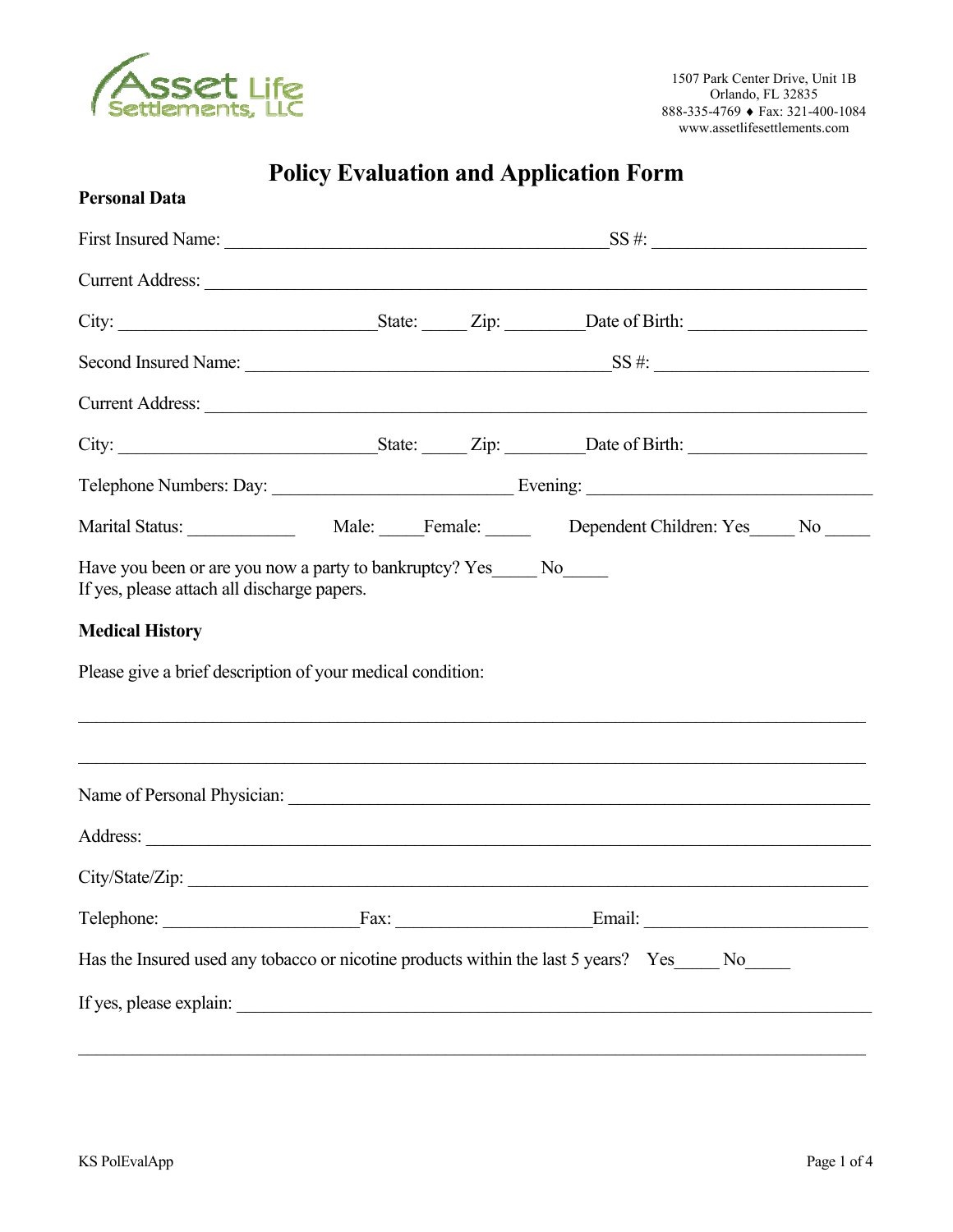Asset Life Settlements, LLC

1507 Park Center Drive, Unit 1B
Orlando, FL 32835
888-335-4769 ♦ Fax: 321-400-1084
www.assetlifesettlements.com

# Policy Evaluation and Application Form

**Personal Data**

First Insured Name: ___________________________________________ SS #: ______________________

Current Address: ___________________________________________________________________________

City: ____________________________ State: _____ Zip: ________ Date of Birth: ___________________

Second Insured Name: _________________________________________ SS #: ______________________

Current Address: ___________________________________________________________________________

City: ____________________________ State: _____ Zip: ________ Date of Birth: ___________________

Telephone Numbers: Day: __________________________ Evening: _____________________________

Marital Status: ____________ Male: _____ Female: _____ Dependent Children: Yes_____ No _____

Have you been or are you now a party to bankruptcy? Yes_____ No_____
If yes, please attach all discharge papers.

**Medical History**

Please give a brief description of your medical condition:

_____________________________________________________________________________________

_____________________________________________________________________________________

Name of Personal Physician: _____________________________________________________________

Address: ____________________________________________________________________________

City/State/Zip: _______________________________________________________________________

Telephone: _____________________ Fax: _____________________ Email: _______________________

Has the Insured used any tobacco or nicotine products within the last 5 years? Yes_____ No_____

If yes, please explain: _________________________________________________________________

_____________________________________________________________________________________

KS PolEvalApp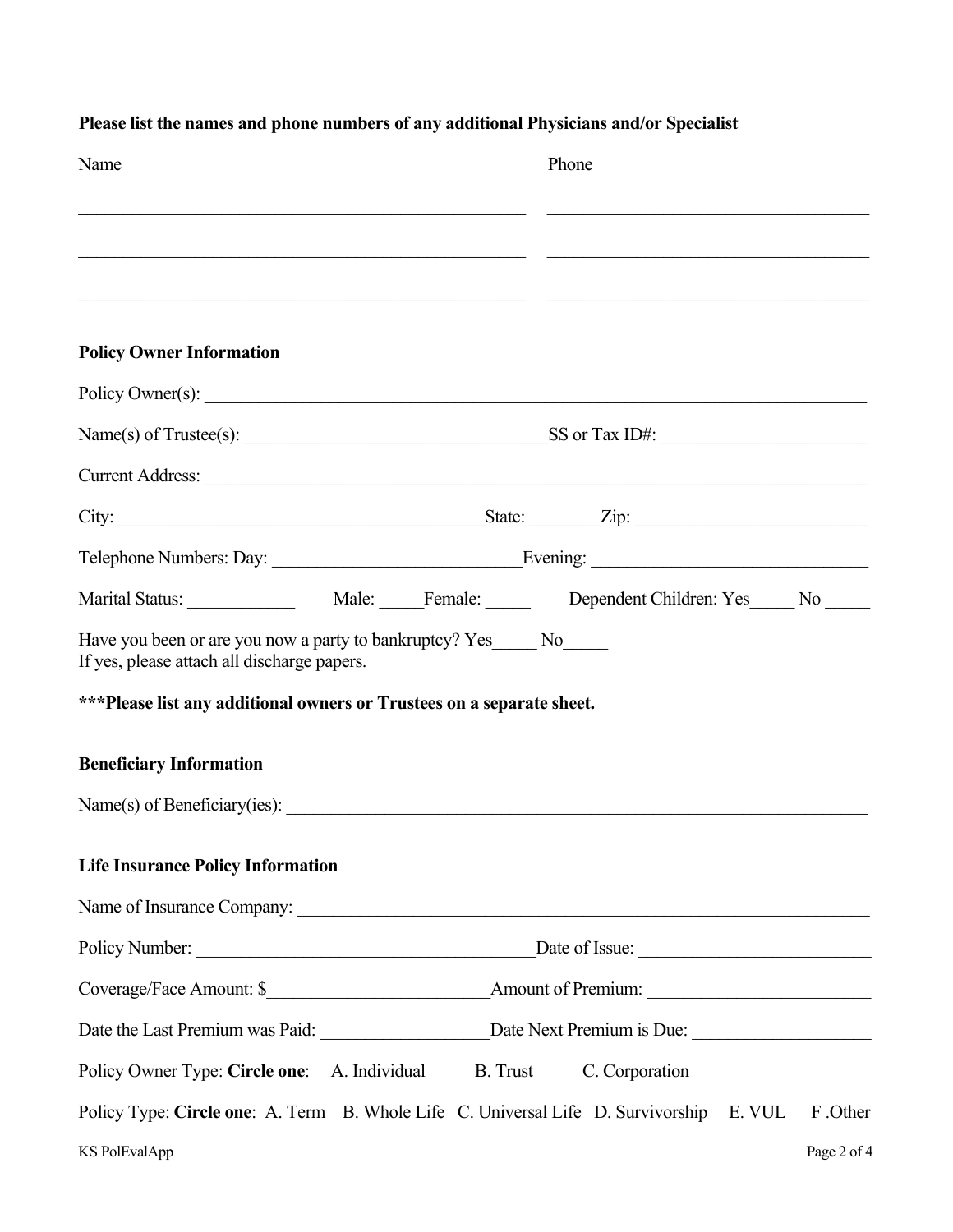**Please list the names and phone numbers of any additional Physicians and/or Specialist**

| Name | Phone |
| --- | --- |
| ______________________________ | ______________________ |
| ______________________________ | ______________________ |
| ______________________________ | ______________________ |

**Policy Owner Information**

Policy Owner(s): ______________________________________________

Name(s) of Trustee(s): ______________________ SS or Tax ID#: ______________

Current Address: ______________________________________________

City: __________________________ State: ______ Zip: ______________

Telephone Numbers: Day: __________________ Evening: ____________________

Marital Status: ________ Male: _____ Female: _____ Dependent Children: Yes_____ No _____

Have you been or are you now a party to bankruptcy? Yes_____ No_____
If yes, please attach all discharge papers.

**\*\*\*Please list any additional owners or Trustees on a separate sheet.**

**Beneficiary Information**

Name(s) of Beneficiary(ies): ______________________________________________

**Life Insurance Policy Information**

Name of Insurance Company: ______________________________________________

Policy Number: __________________________ Date of Issue: ________________

Coverage/Face Amount: $________________ Amount of Premium: ________________

Date the Last Premium was Paid: ____________ Date Next Premium is Due: ____________

Policy Owner Type: **Circle one**: A. Individual B. Trust C. Corporation

Policy Type: **Circle one**: A. Term B. Whole Life C. Universal Life D. Survivorship E. VUL F .Other

KS PolEvalApp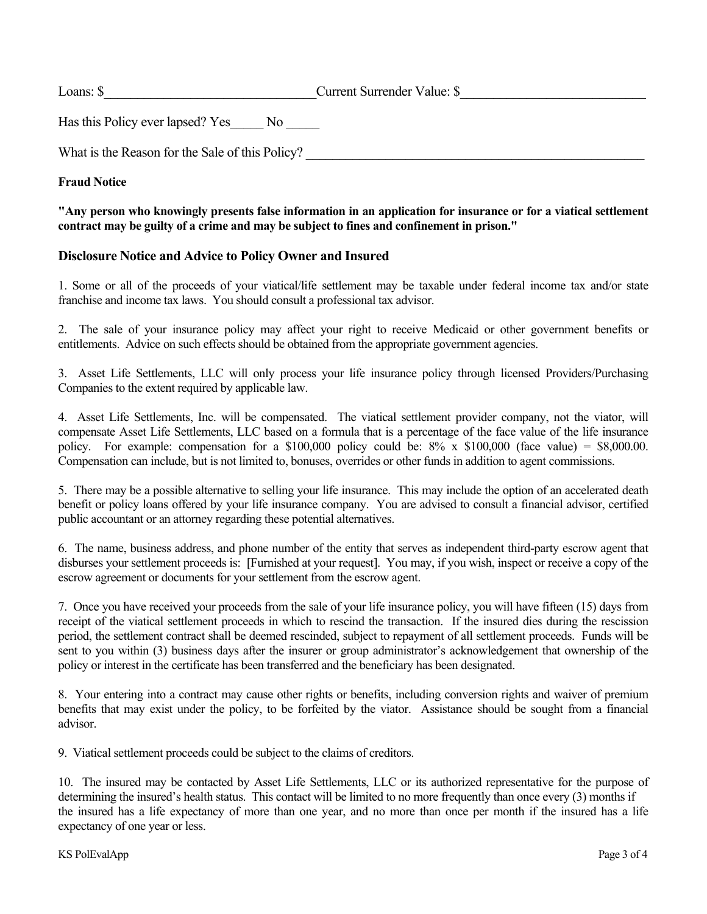Loans: $________________________________Current Surrender Value: $____________________________

Has this Policy ever lapsed? Yes_____ No _____

What is the Reason for the Sale of this Policy? ______________________________________________________

**Fraud Notice**

**"Any person who knowingly presents false information in an application for insurance or for a viatical settlement contract may be guilty of a crime and may be subject to fines and confinement in prison."**

## Disclosure Notice and Advice to Policy Owner and Insured

1. Some or all of the proceeds of your viatical/life settlement may be taxable under federal income tax and/or state franchise and income tax laws. You should consult a professional tax advisor.

2. The sale of your insurance policy may affect your right to receive Medicaid or other government benefits or entitlements. Advice on such effects should be obtained from the appropriate government agencies.

3. Asset Life Settlements, LLC will only process your life insurance policy through licensed Providers/Purchasing Companies to the extent required by applicable law.

4. Asset Life Settlements, Inc. will be compensated. The viatical settlement provider company, not the viator, will compensate Asset Life Settlements, LLC based on a formula that is a percentage of the face value of the life insurance policy. For example: compensation for a $100,000 policy could be: 8% x $100,000 (face value) = $8,000.00. Compensation can include, but is not limited to, bonuses, overrides or other funds in addition to agent commissions.

5. There may be a possible alternative to selling your life insurance. This may include the option of an accelerated death benefit or policy loans offered by your life insurance company. You are advised to consult a financial advisor, certified public accountant or an attorney regarding these potential alternatives.

6. The name, business address, and phone number of the entity that serves as independent third-party escrow agent that disburses your settlement proceeds is: [Furnished at your request]. You may, if you wish, inspect or receive a copy of the escrow agreement or documents for your settlement from the escrow agent.

7. Once you have received your proceeds from the sale of your life insurance policy, you will have fifteen (15) days from receipt of the viatical settlement proceeds in which to rescind the transaction. If the insured dies during the rescission period, the settlement contract shall be deemed rescinded, subject to repayment of all settlement proceeds. Funds will be sent to you within (3) business days after the insurer or group administrator's acknowledgement that ownership of the policy or interest in the certificate has been transferred and the beneficiary has been designated.

8. Your entering into a contract may cause other rights or benefits, including conversion rights and waiver of premium benefits that may exist under the policy, to be forfeited by the viator. Assistance should be sought from a financial advisor.

9. Viatical settlement proceeds could be subject to the claims of creditors.

10. The insured may be contacted by Asset Life Settlements, LLC or its authorized representative for the purpose of determining the insured's health status. This contact will be limited to no more frequently than once every (3) months if the insured has a life expectancy of more than one year, and no more than once per month if the insured has a life expectancy of one year or less.

KS PolEvalApp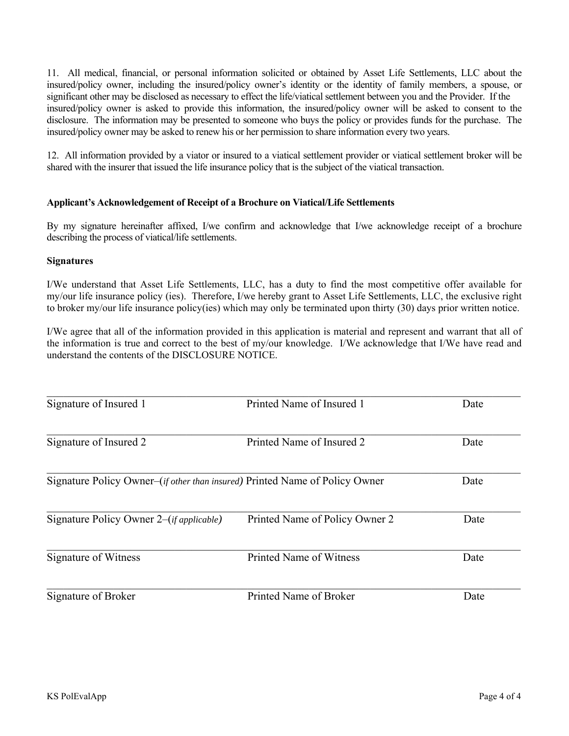11. All medical, financial, or personal information solicited or obtained by Asset Life Settlements, LLC about the insured/policy owner, including the insured/policy owner's identity or the identity of family members, a spouse, or significant other may be disclosed as necessary to effect the life/viatical settlement between you and the Provider. If the insured/policy owner is asked to provide this information, the insured/policy owner will be asked to consent to the disclosure. The information may be presented to someone who buys the policy or provides funds for the purchase. The insured/policy owner may be asked to renew his or her permission to share information every two years.

12. All information provided by a viator or insured to a viatical settlement provider or viatical settlement broker will be shared with the insurer that issued the life insurance policy that is the subject of the viatical transaction.

**Applicant's Acknowledgement of Receipt of a Brochure on Viatical/Life Settlements**

By my signature hereinafter affixed, I/we confirm and acknowledge that I/we acknowledge receipt of a brochure describing the process of viatical/life settlements.

**Signatures**

I/We understand that Asset Life Settlements, LLC, has a duty to find the most competitive offer available for my/our life insurance policy (ies). Therefore, I/we hereby grant to Asset Life Settlements, LLC, the exclusive right to broker my/our life insurance policy(ies) which may only be terminated upon thirty (30) days prior written notice.

I/We agree that all of the information provided in this application is material and represent and warrant that all of the information is true and correct to the best of my/our knowledge. I/We acknowledge that I/We have read and understand the contents of the DISCLOSURE NOTICE.

| | | |
|---|---|---|
| Signature of Insured 1 | Printed Name of Insured 1 | Date |
| Signature of Insured 2 | Printed Name of Insured 2 | Date |
| Signature Policy Owner–(*if other than insured*) | Printed Name of Policy Owner | Date |
| Signature Policy Owner 2–(*if applicable*) | Printed Name of Policy Owner 2 | Date |
| Signature of Witness | Printed Name of Witness | Date |
| Signature of Broker | Printed Name of Broker | Date |

KS PolEvalApp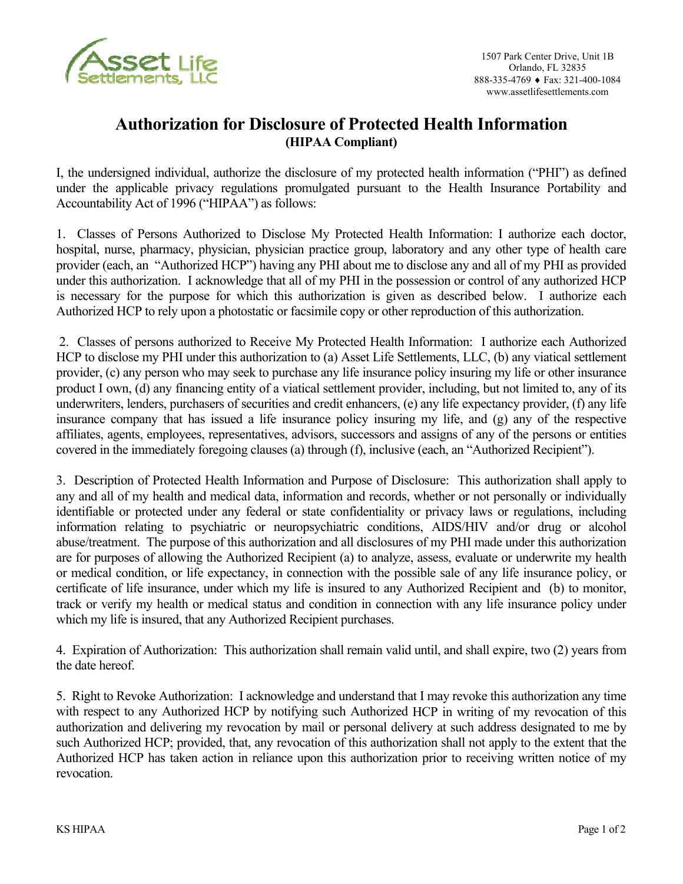Asset Life Settlements, LLC

1507 Park Center Drive, Unit 1B
Orlando, FL 32835
888-335-4769 ♦ Fax: 321-400-1084
www.assetlifesettlements.com

# Authorization for Disclosure of Protected Health Information
**(HIPAA Compliant)**

I, the undersigned individual, authorize the disclosure of my protected health information ("PHI") as defined under the applicable privacy regulations promulgated pursuant to the Health Insurance Portability and Accountability Act of 1996 ("HIPAA") as follows:

1. Classes of Persons Authorized to Disclose My Protected Health Information: I authorize each doctor, hospital, nurse, pharmacy, physician, physician practice group, laboratory and any other type of health care provider (each, an "Authorized HCP") having any PHI about me to disclose any and all of my PHI as provided under this authorization. I acknowledge that all of my PHI in the possession or control of any authorized HCP is necessary for the purpose for which this authorization is given as described below. I authorize each Authorized HCP to rely upon a photostatic or facsimile copy or other reproduction of this authorization.

2. Classes of persons authorized to Receive My Protected Health Information: I authorize each Authorized HCP to disclose my PHI under this authorization to (a) Asset Life Settlements, LLC, (b) any viatical settlement provider, (c) any person who may seek to purchase any life insurance policy insuring my life or other insurance product I own, (d) any financing entity of a viatical settlement provider, including, but not limited to, any of its underwriters, lenders, purchasers of securities and credit enhancers, (e) any life expectancy provider, (f) any life insurance company that has issued a life insurance policy insuring my life, and (g) any of the respective affiliates, agents, employees, representatives, advisors, successors and assigns of any of the persons or entities covered in the immediately foregoing clauses (a) through (f), inclusive (each, an "Authorized Recipient").

3. Description of Protected Health Information and Purpose of Disclosure: This authorization shall apply to any and all of my health and medical data, information and records, whether or not personally or individually identifiable or protected under any federal or state confidentiality or privacy laws or regulations, including information relating to psychiatric or neuropsychiatric conditions, AIDS/HIV and/or drug or alcohol abuse/treatment. The purpose of this authorization and all disclosures of my PHI made under this authorization are for purposes of allowing the Authorized Recipient (a) to analyze, assess, evaluate or underwrite my health or medical condition, or life expectancy, in connection with the possible sale of any life insurance policy, or certificate of life insurance, under which my life is insured to any Authorized Recipient and (b) to monitor, track or verify my health or medical status and condition in connection with any life insurance policy under which my life is insured, that any Authorized Recipient purchases.

4. Expiration of Authorization: This authorization shall remain valid until, and shall expire, two (2) years from the date hereof.

5. Right to Revoke Authorization: I acknowledge and understand that I may revoke this authorization any time with respect to any Authorized HCP by notifying such Authorized HCP in writing of my revocation of this authorization and delivering my revocation by mail or personal delivery at such address designated to me by such Authorized HCP; provided, that, any revocation of this authorization shall not apply to the extent that the Authorized HCP has taken action in reliance upon this authorization prior to receiving written notice of my revocation.

KS HIPAA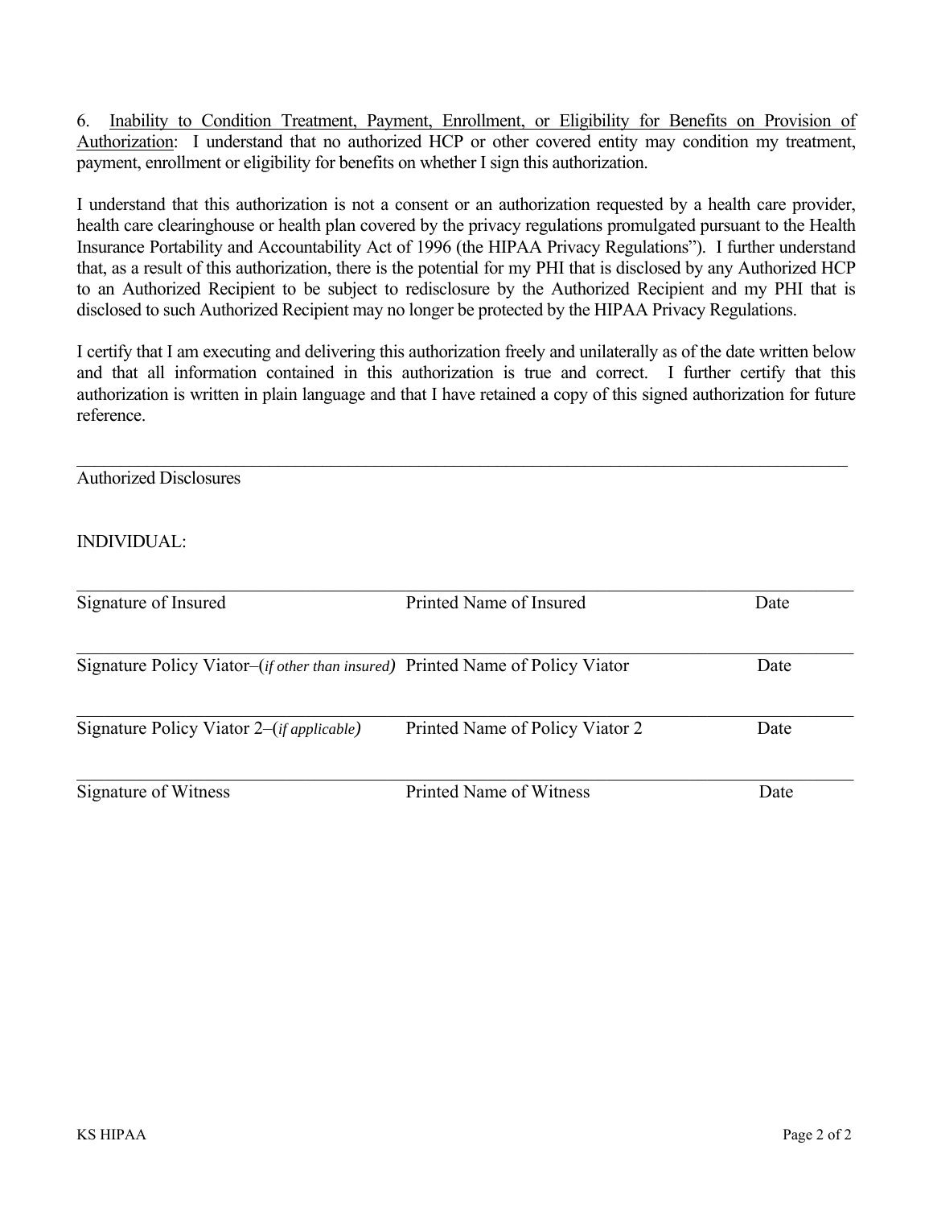6. <u>Inability to Condition Treatment, Payment, Enrollment, or Eligibility for Benefits on Provision of Authorization</u>: I understand that no authorized HCP or other covered entity may condition my treatment, payment, enrollment or eligibility for benefits on whether I sign this authorization.

I understand that this authorization is not a consent or an authorization requested by a health care provider, health care clearinghouse or health plan covered by the privacy regulations promulgated pursuant to the Health Insurance Portability and Accountability Act of 1996 (the HIPAA Privacy Regulations"). I further understand that, as a result of this authorization, there is the potential for my PHI that is disclosed by any Authorized HCP to an Authorized Recipient to be subject to redisclosure by the Authorized Recipient and my PHI that is disclosed to such Authorized Recipient may no longer be protected by the HIPAA Privacy Regulations.

I certify that I am executing and delivering this authorization freely and unilaterally as of the date written below and that all information contained in this authorization is true and correct. I further certify that this authorization is written in plain language and that I have retained a copy of this signed authorization for future reference.

\_\_\_\_\_\_\_\_\_\_\_\_\_\_\_\_\_\_\_\_\_\_\_\_\_\_\_\_\_\_\_\_\_\_\_\_\_\_\_\_\_\_\_\_\_\_\_\_\_\_\_\_\_\_\_\_\_\_\_\_\_\_\_\_\_\_\_\_\_\_\_\_\_\_\_\_\_\_

Authorized Disclosures

INDIVIDUAL:

| | | |
|---|---|---|
| \_\_\_\_\_\_\_\_\_\_\_\_\_\_\_\_\_\_\_\_\_\_\_\_\_\_\_\_ | \_\_\_\_\_\_\_\_\_\_\_\_\_\_\_\_\_\_\_\_\_\_\_\_\_\_\_\_ | \_\_\_\_\_\_\_\_\_\_ |
| Signature of Insured | Printed Name of Insured | Date |
| \_\_\_\_\_\_\_\_\_\_\_\_\_\_\_\_\_\_\_\_\_\_\_\_\_\_\_\_ | \_\_\_\_\_\_\_\_\_\_\_\_\_\_\_\_\_\_\_\_\_\_\_\_\_\_\_\_ | \_\_\_\_\_\_\_\_\_\_ |
| Signature Policy Viator–(*if other than insured)* | Printed Name of Policy Viator | Date |
| \_\_\_\_\_\_\_\_\_\_\_\_\_\_\_\_\_\_\_\_\_\_\_\_\_\_\_\_ | \_\_\_\_\_\_\_\_\_\_\_\_\_\_\_\_\_\_\_\_\_\_\_\_\_\_\_\_ | \_\_\_\_\_\_\_\_\_\_ |
| Signature Policy Viator 2–(*if applicable)* | Printed Name of Policy Viator 2 | Date |
| \_\_\_\_\_\_\_\_\_\_\_\_\_\_\_\_\_\_\_\_\_\_\_\_\_\_\_\_ | \_\_\_\_\_\_\_\_\_\_\_\_\_\_\_\_\_\_\_\_\_\_\_\_\_\_\_\_ | \_\_\_\_\_\_\_\_\_\_ |
| Signature of Witness | Printed Name of Witness | Date |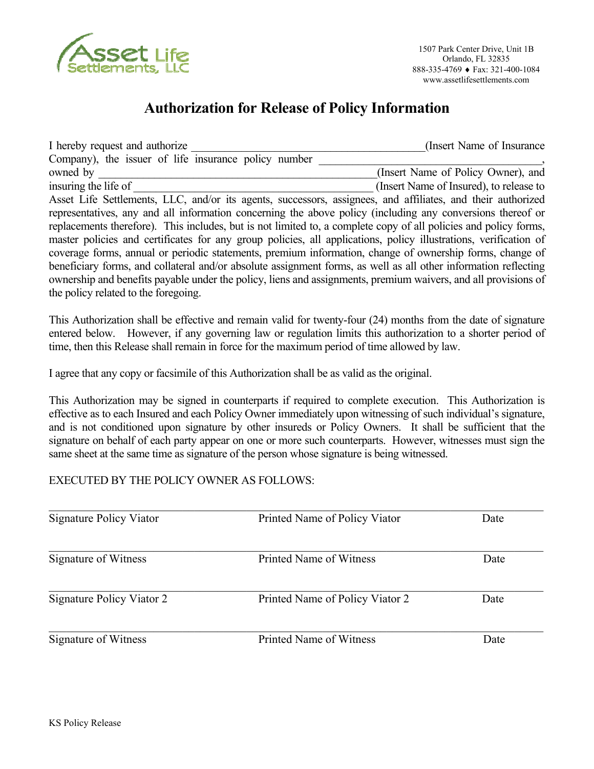Asset Life Settlements, LLC

1507 Park Center Drive, Unit 1B
Orlando, FL 32835
888-335-4769 ♦ Fax: 321-400-1084
www.assetlifesettlements.com

# Authorization for Release of Policy Information

I hereby request and authorize ________________________________________(Insert Name of Insurance Company), the issuer of life insurance policy number ________________________________________, owned by ________________________________________________(Insert Name of Policy Owner), and insuring the life of ______________________________________________ (Insert Name of Insured), to release to Asset Life Settlements, LLC, and/or its agents, successors, assignees, and affiliates, and their authorized representatives, any and all information concerning the above policy (including any conversions thereof or replacements therefore). This includes, but is not limited to, a complete copy of all policies and policy forms, master policies and certificates for any group policies, all applications, policy illustrations, verification of coverage forms, annual or periodic statements, premium information, change of ownership forms, change of beneficiary forms, and collateral and/or absolute assignment forms, as well as all other information reflecting ownership and benefits payable under the policy, liens and assignments, premium waivers, and all provisions of the policy related to the foregoing.

This Authorization shall be effective and remain valid for twenty-four (24) months from the date of signature entered below. However, if any governing law or regulation limits this authorization to a shorter period of time, then this Release shall remain in force for the maximum period of time allowed by law.

I agree that any copy or facsimile of this Authorization shall be as valid as the original.

This Authorization may be signed in counterparts if required to complete execution. This Authorization is effective as to each Insured and each Policy Owner immediately upon witnessing of such individual's signature, and is not conditioned upon signature by other insureds or Policy Owners. It shall be sufficient that the signature on behalf of each party appear on one or more such counterparts. However, witnesses must sign the same sheet at the same time as signature of the person whose signature is being witnessed.

EXECUTED BY THE POLICY OWNER AS FOLLOWS:

| | | |
|---|---|---|
| Signature Policy Viator | Printed Name of Policy Viator | Date |
| Signature of Witness | Printed Name of Witness | Date |
| Signature Policy Viator 2 | Printed Name of Policy Viator 2 | Date |
| Signature of Witness | Printed Name of Witness | Date |

KS Policy Release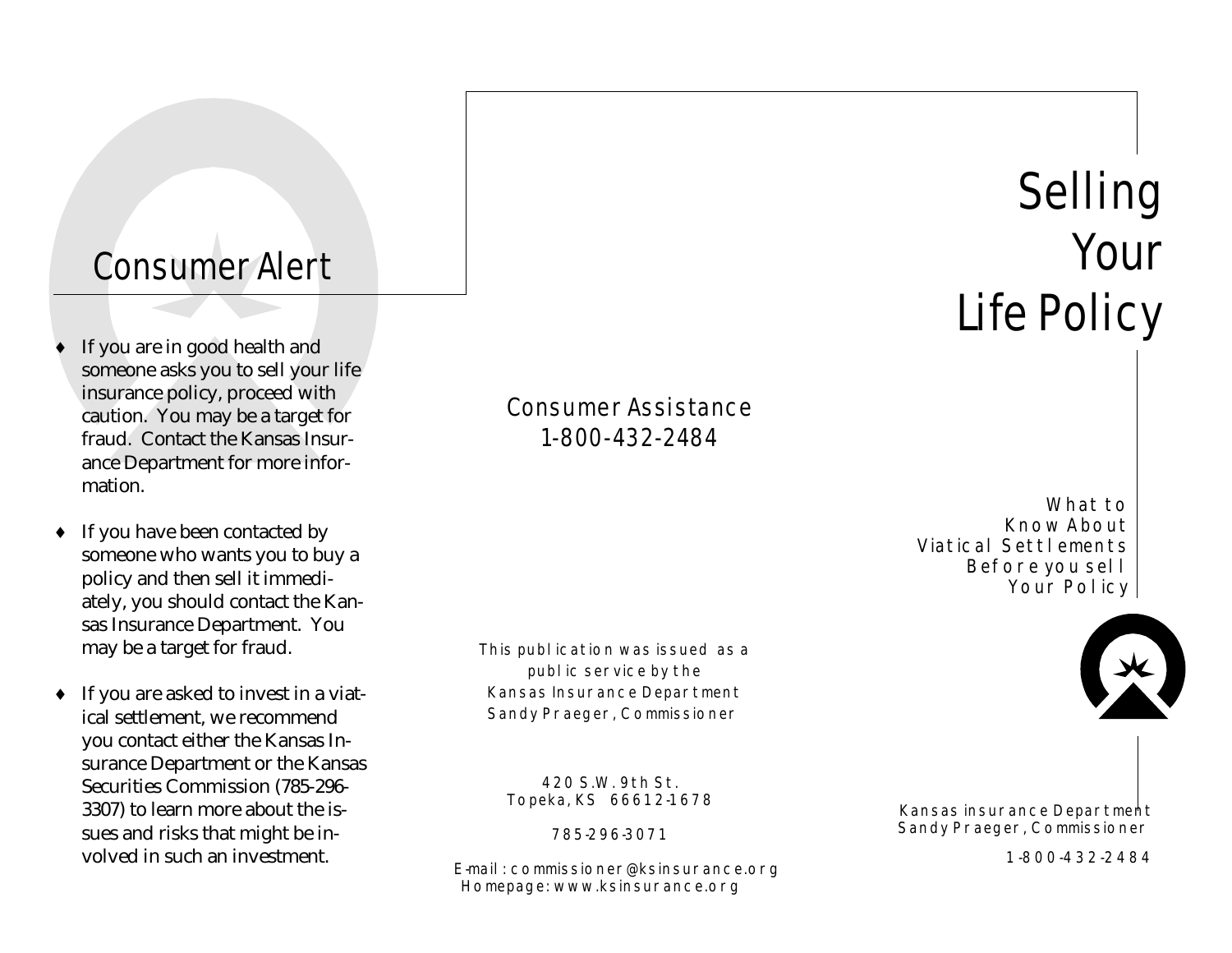## Consumer Alert

- If you are in good health and someone asks you to sell your life insurance policy, proceed with caution. You may be a target for fraud. Contact the Kansas Insurance Department for more information.

- If you have been contacted by someone who wants you to buy a policy and then sell it immediately, you should contact the Kansas Insurance Department. You may be a target for fraud.

- If you are asked to invest in a viatical settlement, we recommend you contact either the Kansas Insurance Department or the Kansas Securities Commission (785-296-3307) to learn more about the issues and risks that might be involved in such an investment.

Consumer Assistance
1-800-432-2484

This publication was issued as a public service by the
Kansas Insurance Department
Sandy Praeger, Commissioner

420 S.W. 9th St.
Topeka, KS 66612-1678

785-296-3071

E-mail: commissioner@ksinsurance.org
Homepage: www.ksinsurance.org

# Selling Your Life Policy

What to Know About Viatical Settlements Before you sell Your Policy

Kansas insurance Department
Sandy Praeger, Commissioner

1-800-432-2484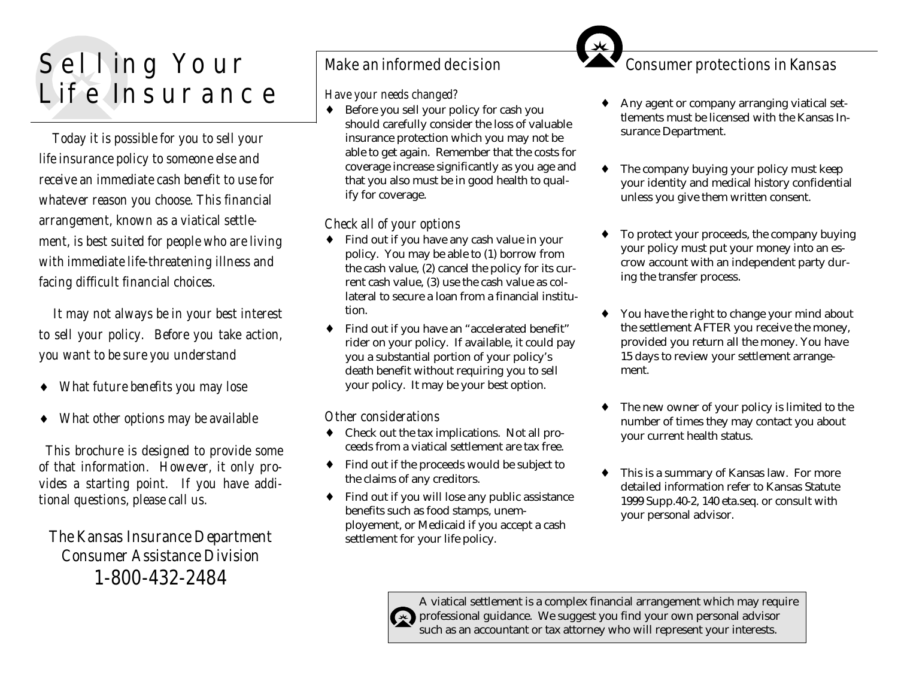# Selling Your Life Insurance

*Today it is possible for you to sell your life insurance policy to someone else and receive an immediate cash benefit to use for whatever reason you choose. This financial arrangement, known as a viatical settlement, is best suited for people who are living with immediate life-threatening illness and facing difficult financial choices.*

*It may not always be in your best interest to sell your policy. Before you take action, you want to be sure you understand*

- *What future benefits you may lose*
- *What other options may be available*

*This brochure is designed to provide some of that information. However, it only provides a starting point. If you have additional questions, please call us.*

The Kansas Insurance Department
Consumer Assistance Division
1-800-432-2484

## Make an informed decision

### Have your needs changed?

- Before you sell your policy for cash you should carefully consider the loss of valuable insurance protection which you may not be able to get again. Remember that the costs for coverage increase significantly as you age and that you also must be in good health to qualify for coverage.

### Check all of your options

- Find out if you have any cash value in your policy. You may be able to (1) borrow from the cash value, (2) cancel the policy for its current cash value, (3) use the cash value as collateral to secure a loan from a financial institution.
- Find out if you have an "accelerated benefit" rider on your policy. If available, it could pay you a substantial portion of your policy's death benefit without requiring you to sell your policy. It may be your best option.

### Other considerations

- Check out the tax implications. Not all proceeds from a viatical settlement are tax free.
- Find out if the proceeds would be subject to the claims of any creditors.
- Find out if you will lose any public assistance benefits such as food stamps, unemployement, or Medicaid if you accept a cash settlement for your life policy.

## Consumer protections in Kansas

- Any agent or company arranging viatical settlements must be licensed with the Kansas Insurance Department.
- The company buying your policy must keep your identity and medical history confidential unless you give them written consent.
- To protect your proceeds, the company buying your policy must put your money into an escrow account with an independent party during the transfer process.
- You have the right to change your mind about the settlement AFTER you receive the money, provided you return all the money. You have 15 days to review your settlement arrangement.
- The new owner of your policy is limited to the number of times they may contact you about your current health status.
- This is a summary of Kansas law. For more detailed information refer to Kansas Statute 1999 Supp.40-2, 140 eta.seq. or consult with your personal advisor.

A viatical settlement is a complex financial arrangement which may require professional guidance. We suggest you find your own personal advisor such as an accountant or tax attorney who will represent your interests.